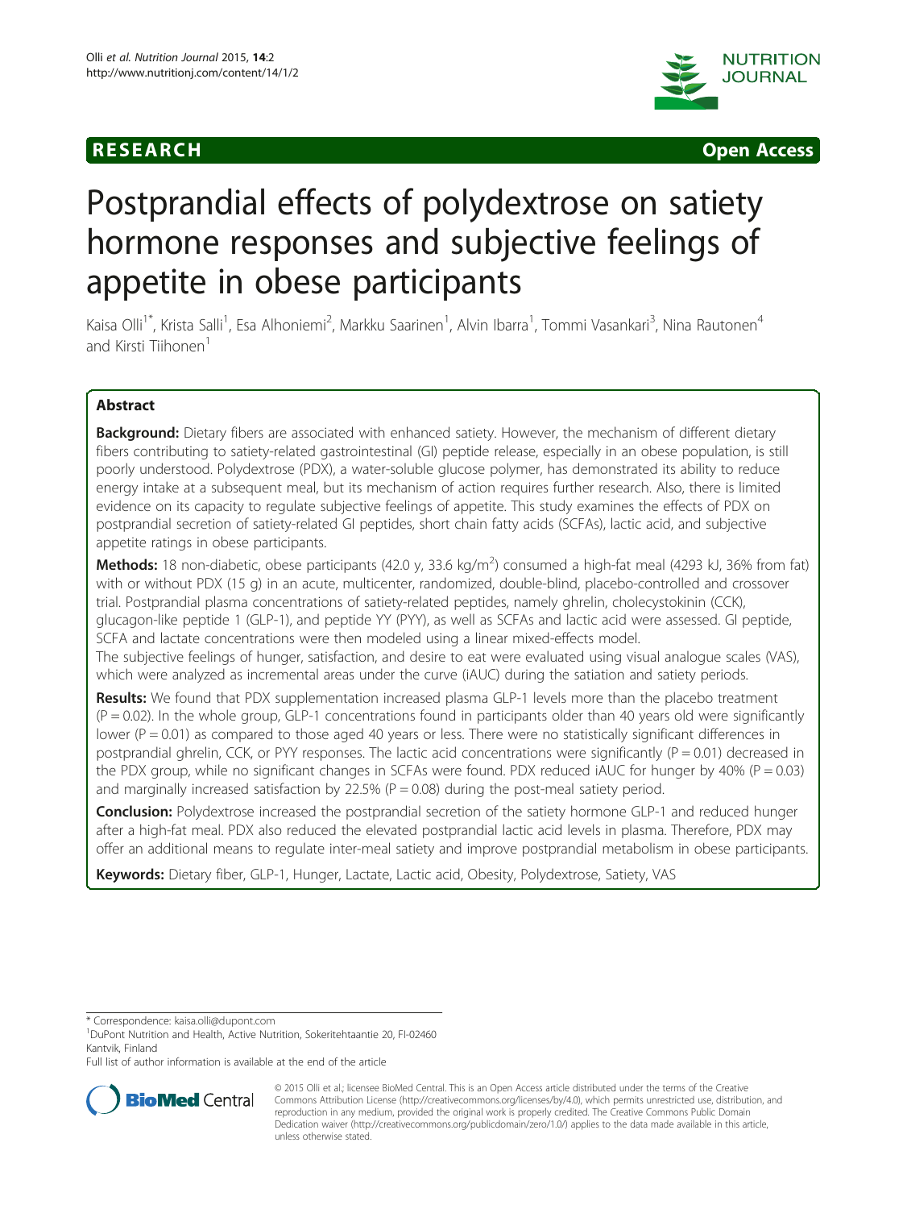RESEARCH Open Access

# Postprandial effects of polydextrose on satiety hormone responses and subjective feelings of appetite in obese participants

Kaisa Olli[1*], Krista Salli[1], Esa Alhoniemi[2], Markku Saarinen[1], Alvin Ibarra[1], Tommi Vasankari[3], Nina Rautonen[4] and Kirsti Tiihonen[1]

## Abstract

**Background:** Dietary fibers are associated with enhanced satiety. However, the mechanism of different dietary fibers contributing to satiety-related gastrointestinal (GI) peptide release, especially in an obese population, is still poorly understood. Polydextrose (PDX), a water-soluble glucose polymer, has demonstrated its ability to reduce energy intake at a subsequent meal, but its mechanism of action requires further research. Also, there is limited evidence on its capacity to regulate subjective feelings of appetite. This study examines the effects of PDX on postprandial secretion of satiety-related GI peptides, short chain fatty acids (SCFAs), lactic acid, and subjective appetite ratings in obese participants.

**Methods:** 18 non-diabetic, obese participants (42.0 y, 33.6 kg/m$^2$) consumed a high-fat meal (4293 kJ, 36% from fat) with or without PDX (15 g) in an acute, multicenter, randomized, double-blind, placebo-controlled and crossover trial. Postprandial plasma concentrations of satiety-related peptides, namely ghrelin, cholecystokinin (CCK), glucagon-like peptide 1 (GLP-1), and peptide YY (PYY), as well as SCFAs and lactic acid were assessed. GI peptide, SCFA and lactate concentrations were then modeled using a linear mixed-effects model.

The subjective feelings of hunger, satisfaction, and desire to eat were evaluated using visual analogue scales (VAS), which were analyzed as incremental areas under the curve (iAUC) during the satiation and satiety periods.

**Results:** We found that PDX supplementation increased plasma GLP-1 levels more than the placebo treatment ($P = 0.02$). In the whole group, GLP-1 concentrations found in participants older than 40 years old were significantly lower ($P = 0.01$) as compared to those aged 40 years or less. There were no statistically significant differences in postprandial ghrelin, CCK, or PYY responses. The lactic acid concentrations were significantly ($P = 0.01$) decreased in the PDX group, while no significant changes in SCFAs were found. PDX reduced iAUC for hunger by 40% ($P = 0.03$) and marginally increased satisfaction by 22.5% ($P = 0.08$) during the post-meal satiety period.

**Conclusion:** Polydextrose increased the postprandial secretion of the satiety hormone GLP-1 and reduced hunger after a high-fat meal. PDX also reduced the elevated postprandial lactic acid levels in plasma. Therefore, PDX may offer an additional means to regulate inter-meal satiety and improve postprandial metabolism in obese participants.

**Keywords:** Dietary fiber, GLP-1, Hunger, Lactate, Lactic acid, Obesity, Polydextrose, Satiety, VAS

---

\* Correspondence: kaisa.olli@dupont.com
[1]DuPont Nutrition and Health, Active Nutrition, Sokeritehtaantie 20, FI-02460 Kantvik, Finland
Full list of author information is available at the end of the article

© 2015 Olli et al.; licensee BioMed Central. This is an Open Access article distributed under the terms of the Creative Commons Attribution License (http://creativecommons.org/licenses/by/4.0), which permits unrestricted use, distribution, and reproduction in any medium, provided the original work is properly credited. The Creative Commons Public Domain Dedication waiver (http://creativecommons.org/publicdomain/zero/1.0/) applies to the data made available in this article, unless otherwise stated.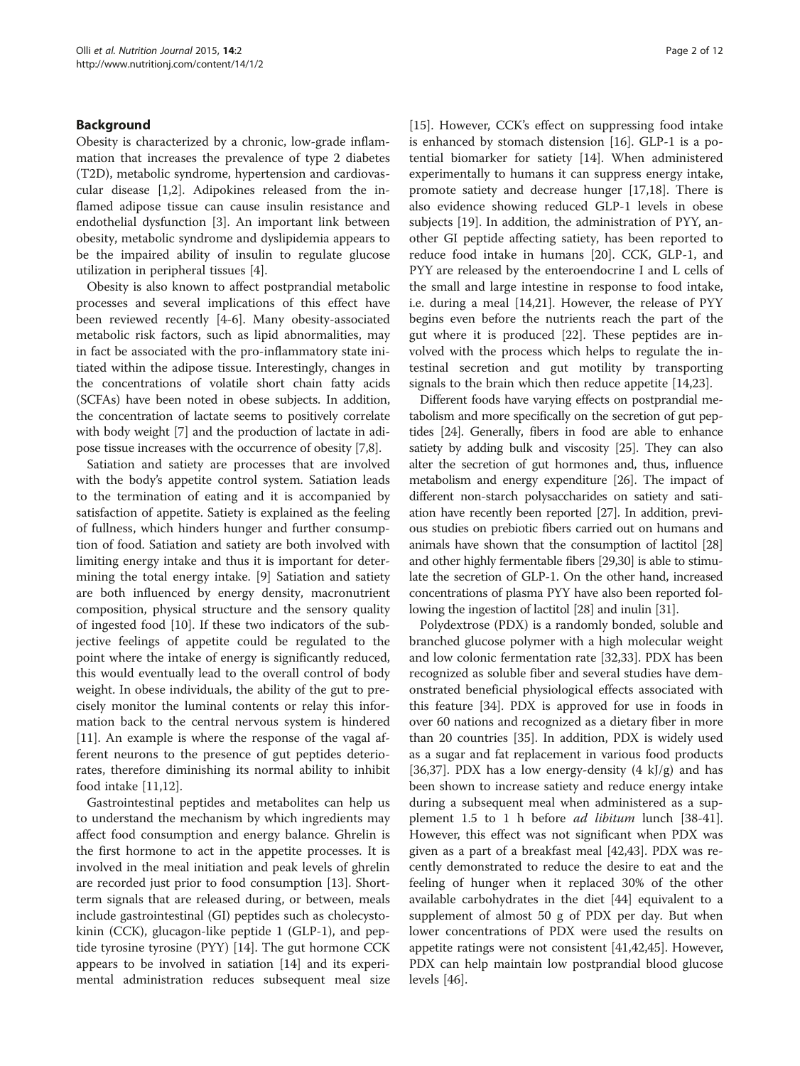## Background

Obesity is characterized by a chronic, low-grade inflammation that increases the prevalence of type 2 diabetes (T2D), metabolic syndrome, hypertension and cardiovascular disease [1,2]. Adipokines released from the inflamed adipose tissue can cause insulin resistance and endothelial dysfunction [3]. An important link between obesity, metabolic syndrome and dyslipidemia appears to be the impaired ability of insulin to regulate glucose utilization in peripheral tissues [4].

Obesity is also known to affect postprandial metabolic processes and several implications of this effect have been reviewed recently [4-6]. Many obesity-associated metabolic risk factors, such as lipid abnormalities, may in fact be associated with the pro-inflammatory state initiated within the adipose tissue. Interestingly, changes in the concentrations of volatile short chain fatty acids (SCFAs) have been noted in obese subjects. In addition, the concentration of lactate seems to positively correlate with body weight [7] and the production of lactate in adipose tissue increases with the occurrence of obesity [7,8].

Satiation and satiety are processes that are involved with the body's appetite control system. Satiation leads to the termination of eating and it is accompanied by satisfaction of appetite. Satiety is explained as the feeling of fullness, which hinders hunger and further consumption of food. Satiation and satiety are both involved with limiting energy intake and thus it is important for determining the total energy intake. [9] Satiation and satiety are both influenced by energy density, macronutrient composition, physical structure and the sensory quality of ingested food [10]. If these two indicators of the subjective feelings of appetite could be regulated to the point where the intake of energy is significantly reduced, this would eventually lead to the overall control of body weight. In obese individuals, the ability of the gut to precisely monitor the luminal contents or relay this information back to the central nervous system is hindered [11]. An example is where the response of the vagal afferent neurons to the presence of gut peptides deteriorates, therefore diminishing its normal ability to inhibit food intake [11,12].

Gastrointestinal peptides and metabolites can help us to understand the mechanism by which ingredients may affect food consumption and energy balance. Ghrelin is the first hormone to act in the appetite processes. It is involved in the meal initiation and peak levels of ghrelin are recorded just prior to food consumption [13]. Short-term signals that are released during, or between, meals include gastrointestinal (GI) peptides such as cholecystokinin (CCK), glucagon-like peptide 1 (GLP-1), and peptide tyrosine tyrosine (PYY) [14]. The gut hormone CCK appears to be involved in satiation [14] and its experimental administration reduces subsequent meal size [15]. However, CCK's effect on suppressing food intake is enhanced by stomach distension [16]. GLP-1 is a potential biomarker for satiety [14]. When administered experimentally to humans it can suppress energy intake, promote satiety and decrease hunger [17,18]. There is also evidence showing reduced GLP-1 levels in obese subjects [19]. In addition, the administration of PYY, another GI peptide affecting satiety, has been reported to reduce food intake in humans [20]. CCK, GLP-1, and PYY are released by the enteroendocrine I and L cells of the small and large intestine in response to food intake, i.e. during a meal [14,21]. However, the release of PYY begins even before the nutrients reach the part of the gut where it is produced [22]. These peptides are involved with the process which helps to regulate the intestinal secretion and gut motility by transporting signals to the brain which then reduce appetite [14,23].

Different foods have varying effects on postprandial metabolism and more specifically on the secretion of gut peptides [24]. Generally, fibers in food are able to enhance satiety by adding bulk and viscosity [25]. They can also alter the secretion of gut hormones and, thus, influence metabolism and energy expenditure [26]. The impact of different non-starch polysaccharides on satiety and satiation have recently been reported [27]. In addition, previous studies on prebiotic fibers carried out on humans and animals have shown that the consumption of lactitol [28] and other highly fermentable fibers [29,30] is able to stimulate the secretion of GLP-1. On the other hand, increased concentrations of plasma PYY have also been reported following the ingestion of lactitol [28] and inulin [31].

Polydextrose (PDX) is a randomly bonded, soluble and branched glucose polymer with a high molecular weight and low colonic fermentation rate [32,33]. PDX has been recognized as soluble fiber and several studies have demonstrated beneficial physiological effects associated with this feature [34]. PDX is approved for use in foods in over 60 nations and recognized as a dietary fiber in more than 20 countries [35]. In addition, PDX is widely used as a sugar and fat replacement in various food products [36,37]. PDX has a low energy-density (4 kJ/g) and has been shown to increase satiety and reduce energy intake during a subsequent meal when administered as a supplement 1.5 to 1 h before *ad libitum* lunch [38-41]. However, this effect was not significant when PDX was given as a part of a breakfast meal [42,43]. PDX was recently demonstrated to reduce the desire to eat and the feeling of hunger when it replaced 30% of the other available carbohydrates in the diet [44] equivalent to a supplement of almost 50 g of PDX per day. But when lower concentrations of PDX were used the results on appetite ratings were not consistent [41,42,45]. However, PDX can help maintain low postprandial blood glucose levels [46].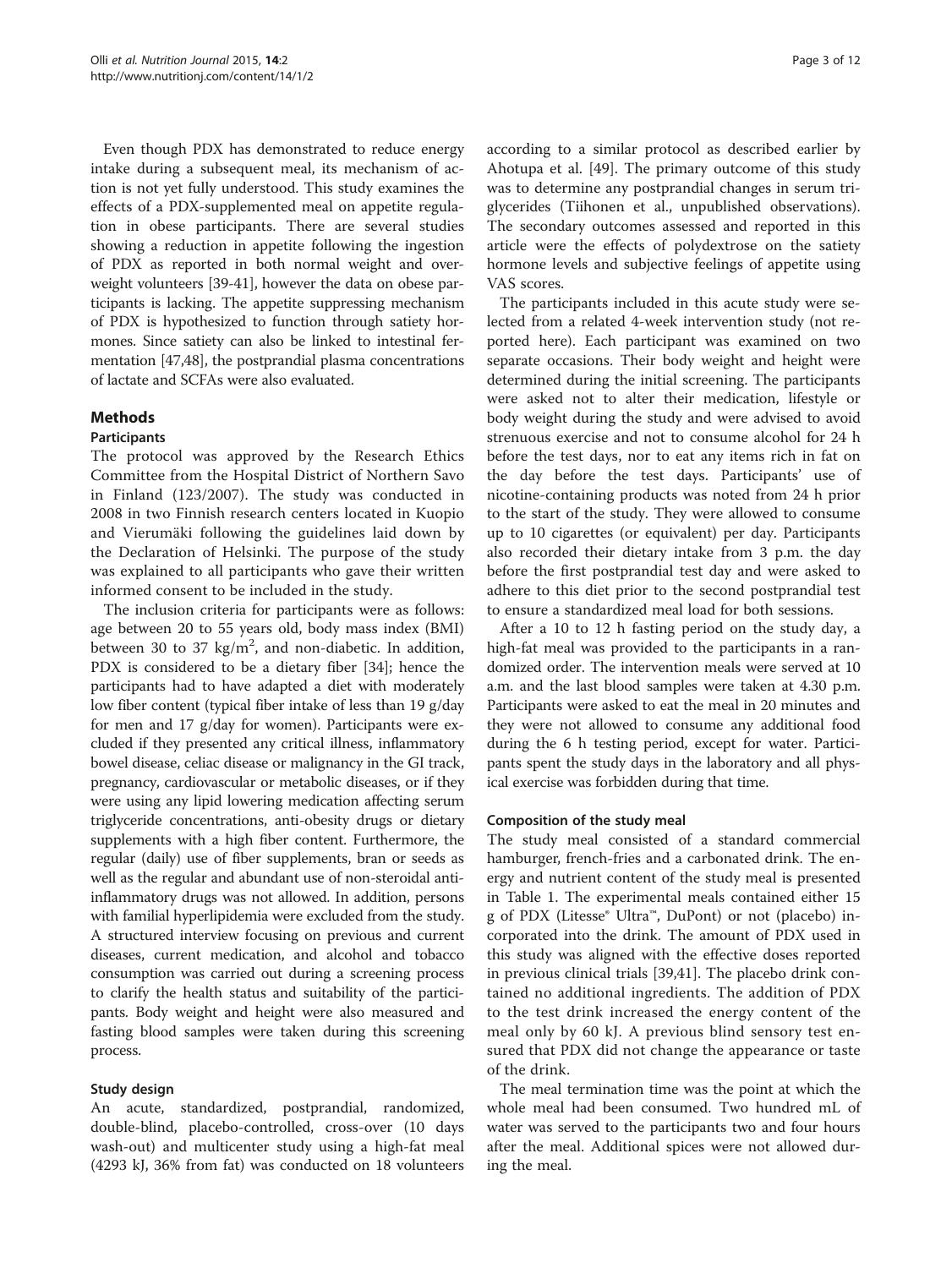Even though PDX has demonstrated to reduce energy intake during a subsequent meal, its mechanism of action is not yet fully understood. This study examines the effects of a PDX-supplemented meal on appetite regulation in obese participants. There are several studies showing a reduction in appetite following the ingestion of PDX as reported in both normal weight and overweight volunteers [39-41], however the data on obese participants is lacking. The appetite suppressing mechanism of PDX is hypothesized to function through satiety hormones. Since satiety can also be linked to intestinal fermentation [47,48], the postprandial plasma concentrations of lactate and SCFAs were also evaluated.

## Methods

### Participants

The protocol was approved by the Research Ethics Committee from the Hospital District of Northern Savo in Finland (123/2007). The study was conducted in 2008 in two Finnish research centers located in Kuopio and Vierumäki following the guidelines laid down by the Declaration of Helsinki. The purpose of the study was explained to all participants who gave their written informed consent to be included in the study.

The inclusion criteria for participants were as follows: age between 20 to 55 years old, body mass index (BMI) between 30 to 37 kg/m$^2$, and non-diabetic. In addition, PDX is considered to be a dietary fiber [34]; hence the participants had to have adapted a diet with moderately low fiber content (typical fiber intake of less than 19 g/day for men and 17 g/day for women). Participants were excluded if they presented any critical illness, inflammatory bowel disease, celiac disease or malignancy in the GI track, pregnancy, cardiovascular or metabolic diseases, or if they were using any lipid lowering medication affecting serum triglyceride concentrations, anti-obesity drugs or dietary supplements with a high fiber content. Furthermore, the regular (daily) use of fiber supplements, bran or seeds as well as the regular and abundant use of non-steroidal anti-inflammatory drugs was not allowed. In addition, persons with familial hyperlipidemia were excluded from the study. A structured interview focusing on previous and current diseases, current medication, and alcohol and tobacco consumption was carried out during a screening process to clarify the health status and suitability of the participants. Body weight and height were also measured and fasting blood samples were taken during this screening process.

### Study design

An acute, standardized, postprandial, randomized, double-blind, placebo-controlled, cross-over (10 days wash-out) and multicenter study using a high-fat meal (4293 kJ, 36% from fat) was conducted on 18 volunteers according to a similar protocol as described earlier by Ahotupa et al. [49]. The primary outcome of this study was to determine any postprandial changes in serum triglycerides (Tiihonen et al., unpublished observations). The secondary outcomes assessed and reported in this article were the effects of polydextrose on the satiety hormone levels and subjective feelings of appetite using VAS scores.

The participants included in this acute study were selected from a related 4-week intervention study (not reported here). Each participant was examined on two separate occasions. Their body weight and height were determined during the initial screening. The participants were asked not to alter their medication, lifestyle or body weight during the study and were advised to avoid strenuous exercise and not to consume alcohol for 24 h before the test days, nor to eat any items rich in fat on the day before the test days. Participants' use of nicotine-containing products was noted from 24 h prior to the start of the study. They were allowed to consume up to 10 cigarettes (or equivalent) per day. Participants also recorded their dietary intake from 3 p.m. the day before the first postprandial test day and were asked to adhere to this diet prior to the second postprandial test to ensure a standardized meal load for both sessions.

After a 10 to 12 h fasting period on the study day, a high-fat meal was provided to the participants in a randomized order. The intervention meals were served at 10 a.m. and the last blood samples were taken at 4.30 p.m. Participants were asked to eat the meal in 20 minutes and they were not allowed to consume any additional food during the 6 h testing period, except for water. Participants spent the study days in the laboratory and all physical exercise was forbidden during that time.

### Composition of the study meal

The study meal consisted of a standard commercial hamburger, french-fries and a carbonated drink. The energy and nutrient content of the study meal is presented in Table 1. The experimental meals contained either 15 g of PDX (Litesse® Ultra™, DuPont) or not (placebo) incorporated into the drink. The amount of PDX used in this study was aligned with the effective doses reported in previous clinical trials [39,41]. The placebo drink contained no additional ingredients. The addition of PDX to the test drink increased the energy content of the meal only by 60 kJ. A previous blind sensory test ensured that PDX did not change the appearance or taste of the drink.

The meal termination time was the point at which the whole meal had been consumed. Two hundred mL of water was served to the participants two and four hours after the meal. Additional spices were not allowed during the meal.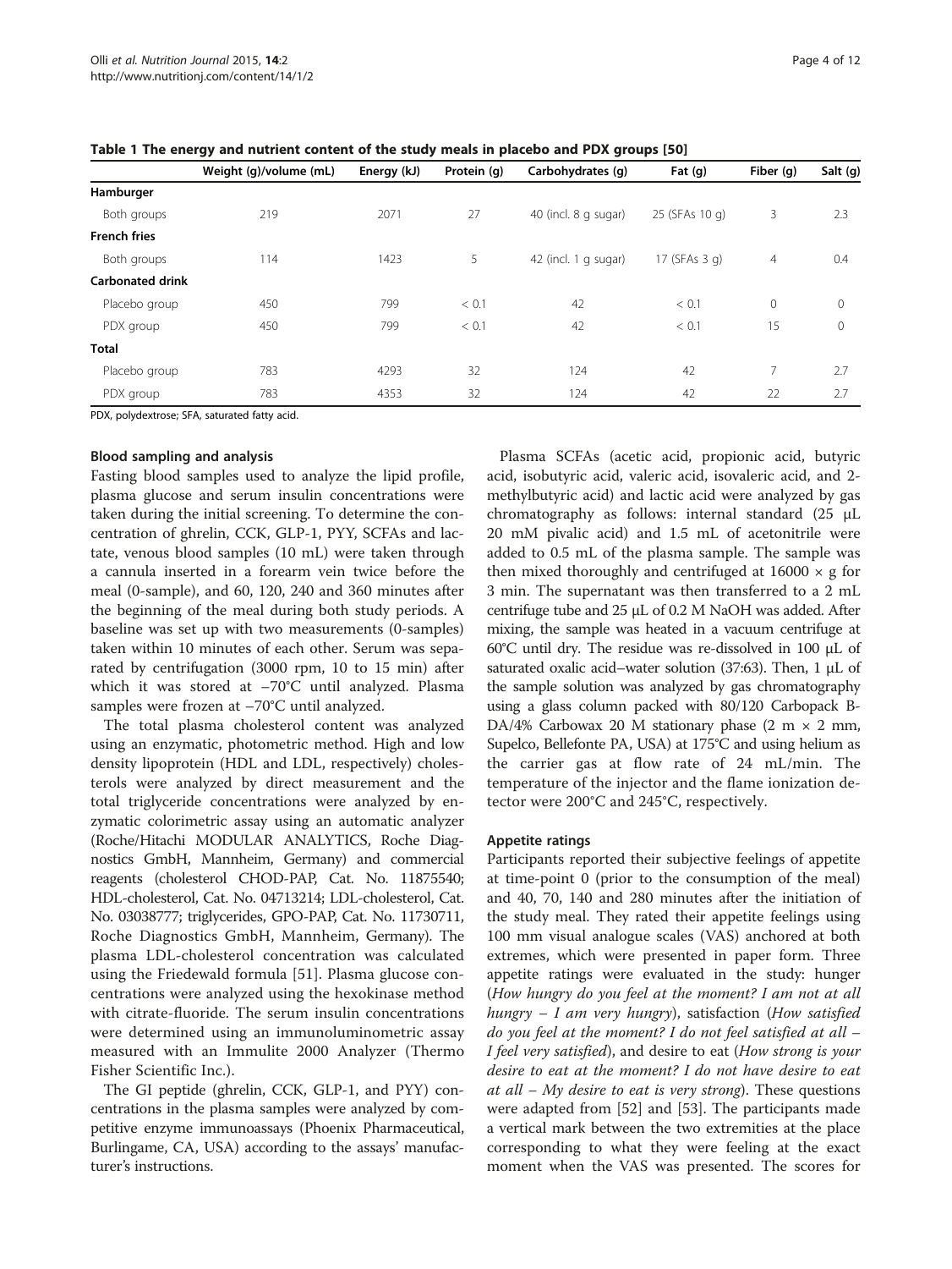**Table 1 The energy and nutrient content of the study meals in placebo and PDX groups [50]**

| | Weight (g)/volume (mL) | Energy (kJ) | Protein (g) | Carbohydrates (g) | Fat (g) | Fiber (g) | Salt (g) |
|---|---|---|---|---|---|---|---|
| **Hamburger** | | | | | | | |
| Both groups | 219 | 2071 | 27 | 40 (incl. 8 g sugar) | 25 (SFAs 10 g) | 3 | 2.3 |
| **French fries** | | | | | | | |
| Both groups | 114 | 1423 | 5 | 42 (incl. 1 g sugar) | 17 (SFAs 3 g) | 4 | 0.4 |
| **Carbonated drink** | | | | | | | |
| Placebo group | 450 | 799 | < 0.1 | 42 | < 0.1 | 0 | 0 |
| PDX group | 450 | 799 | < 0.1 | 42 | < 0.1 | 15 | 0 |
| **Total** | | | | | | | |
| Placebo group | 783 | 4293 | 32 | 124 | 42 | 7 | 2.7 |
| PDX group | 783 | 4353 | 32 | 124 | 42 | 22 | 2.7 |

PDX, polydextrose; SFA, saturated fatty acid.

### Blood sampling and analysis

Fasting blood samples used to analyze the lipid profile, plasma glucose and serum insulin concentrations were taken during the initial screening. To determine the concentration of ghrelin, CCK, GLP-1, PYY, SCFAs and lactate, venous blood samples (10 mL) were taken through a cannula inserted in a forearm vein twice before the meal (0-sample), and 60, 120, 240 and 360 minutes after the beginning of the meal during both study periods. A baseline was set up with two measurements (0-samples) taken within 10 minutes of each other. Serum was separated by centrifugation (3000 rpm, 10 to 15 min) after which it was stored at −70°C until analyzed. Plasma samples were frozen at −70°C until analyzed.

The total plasma cholesterol content was analyzed using an enzymatic, photometric method. High and low density lipoprotein (HDL and LDL, respectively) cholesterols were analyzed by direct measurement and the total triglyceride concentrations were analyzed by enzymatic colorimetric assay using an automatic analyzer (Roche/Hitachi MODULAR ANALYTICS, Roche Diagnostics GmbH, Mannheim, Germany) and commercial reagents (cholesterol CHOD-PAP, Cat. No. 11875540; HDL-cholesterol, Cat. No. 04713214; LDL-cholesterol, Cat. No. 03038777; triglycerides, GPO-PAP, Cat. No. 11730711, Roche Diagnostics GmbH, Mannheim, Germany). The plasma LDL-cholesterol concentration was calculated using the Friedewald formula [51]. Plasma glucose concentrations were analyzed using the hexokinase method with citrate-fluoride. The serum insulin concentrations were determined using an immunoluminometric assay measured with an Immulite 2000 Analyzer (Thermo Fisher Scientific Inc.).

The GI peptide (ghrelin, CCK, GLP-1, and PYY) concentrations in the plasma samples were analyzed by competitive enzyme immunoassays (Phoenix Pharmaceutical, Burlingame, CA, USA) according to the assays' manufacturer's instructions.

Plasma SCFAs (acetic acid, propionic acid, butyric acid, isobutyric acid, valeric acid, isovaleric acid, and 2-methylbutyric acid) and lactic acid were analyzed by gas chromatography as follows: internal standard (25 μL 20 mM pivalic acid) and 1.5 mL of acetonitrile were added to 0.5 mL of the plasma sample. The sample was then mixed thoroughly and centrifuged at 16000 × g for 3 min. The supernatant was then transferred to a 2 mL centrifuge tube and 25 μL of 0.2 M NaOH was added. After mixing, the sample was heated in a vacuum centrifuge at 60°C until dry. The residue was re-dissolved in 100 μL of saturated oxalic acid–water solution (37:63). Then, 1 μL of the sample solution was analyzed by gas chromatography using a glass column packed with 80/120 Carbopack B-DA/4% Carbowax 20 M stationary phase (2 m × 2 mm, Supelco, Bellefonte PA, USA) at 175°C and using helium as the carrier gas at flow rate of 24 mL/min. The temperature of the injector and the flame ionization detector were 200°C and 245°C, respectively.

### Appetite ratings

Participants reported their subjective feelings of appetite at time-point 0 (prior to the consumption of the meal) and 40, 70, 140 and 280 minutes after the initiation of the study meal. They rated their appetite feelings using 100 mm visual analogue scales (VAS) anchored at both extremes, which were presented in paper form. Three appetite ratings were evaluated in the study: hunger (*How hungry do you feel at the moment? I am not at all hungry – I am very hungry*), satisfaction (*How satisfied do you feel at the moment? I do not feel satisfied at all – I feel very satisfied*), and desire to eat (*How strong is your desire to eat at the moment? I do not have desire to eat at all – My desire to eat is very strong*). These questions were adapted from [52] and [53]. The participants made a vertical mark between the two extremities at the place corresponding to what they were feeling at the exact moment when the VAS was presented. The scores for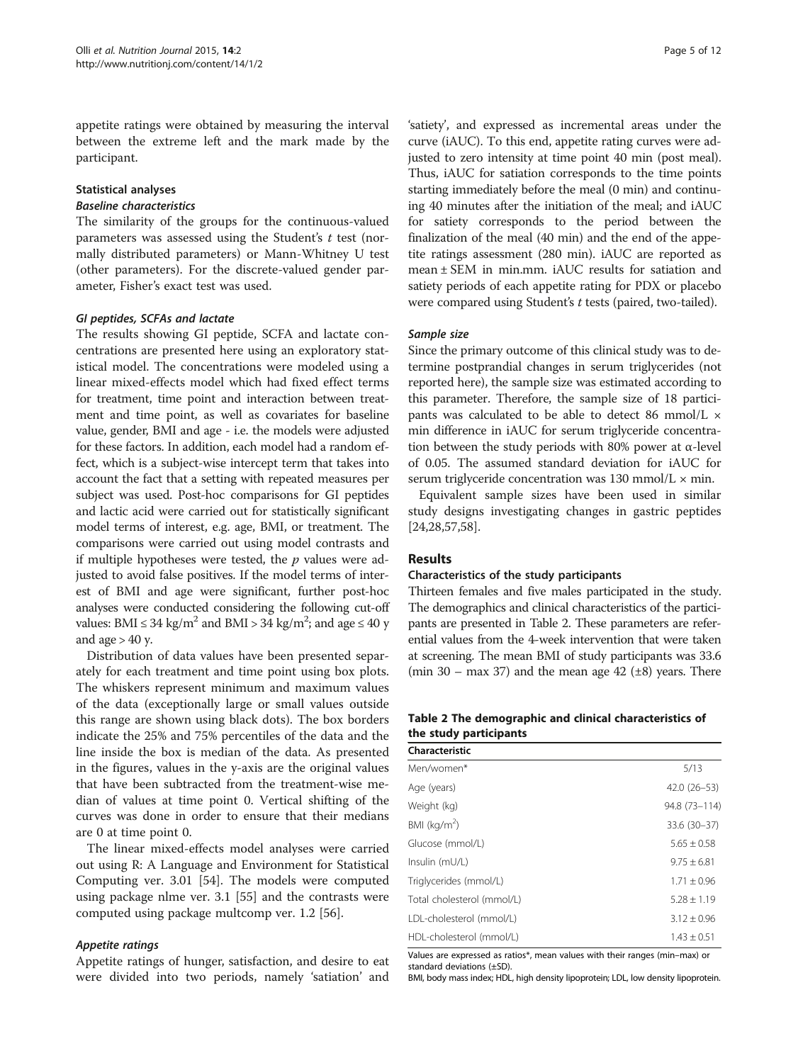appetite ratings were obtained by measuring the interval between the extreme left and the mark made by the participant.

### Statistical analyses

#### *Baseline characteristics*

The similarity of the groups for the continuous-valued parameters was assessed using the Student's $t$ test (normally distributed parameters) or Mann-Whitney U test (other parameters). For the discrete-valued gender parameter, Fisher's exact test was used.

#### *GI peptides, SCFAs and lactate*

The results showing GI peptide, SCFA and lactate concentrations are presented here using an exploratory statistical model. The concentrations were modeled using a linear mixed-effects model which had fixed effect terms for treatment, time point and interaction between treatment and time point, as well as covariates for baseline value, gender, BMI and age - i.e. the models were adjusted for these factors. In addition, each model had a random effect, which is a subject-wise intercept term that takes into account the fact that a setting with repeated measures per subject was used. Post-hoc comparisons for GI peptides and lactic acid were carried out for statistically significant model terms of interest, e.g. age, BMI, or treatment. The comparisons were carried out using model contrasts and if multiple hypotheses were tested, the $p$ values were adjusted to avoid false positives. If the model terms of interest of BMI and age were significant, further post-hoc analyses were conducted considering the following cut-off values: BMI ≤ 34 kg/m$^2$ and BMI > 34 kg/m$^2$; and age ≤ 40 y and age > 40 y.

Distribution of data values have been presented separately for each treatment and time point using box plots. The whiskers represent minimum and maximum values of the data (exceptionally large or small values outside this range are shown using black dots). The box borders indicate the 25% and 75% percentiles of the data and the line inside the box is median of the data. As presented in the figures, values in the y-axis are the original values that have been subtracted from the treatment-wise median of values at time point 0. Vertical shifting of the curves was done in order to ensure that their medians are 0 at time point 0.

The linear mixed-effects model analyses were carried out using R: A Language and Environment for Statistical Computing ver. 3.01 [54]. The models were computed using package nlme ver. 3.1 [55] and the contrasts were computed using package multcomp ver. 1.2 [56].

#### *Appetite ratings*

Appetite ratings of hunger, satisfaction, and desire to eat were divided into two periods, namely 'satiation' and 'satiety', and expressed as incremental areas under the curve (iAUC). To this end, appetite rating curves were adjusted to zero intensity at time point 40 min (post meal). Thus, iAUC for satiation corresponds to the time points starting immediately before the meal (0 min) and continuing 40 minutes after the initiation of the meal; and iAUC for satiety corresponds to the period between the finalization of the meal (40 min) and the end of the appetite ratings assessment (280 min). iAUC are reported as mean ± SEM in min.mm. iAUC results for satiation and satiety periods of each appetite rating for PDX or placebo were compared using Student's $t$ tests (paired, two-tailed).

#### *Sample size*

Since the primary outcome of this clinical study was to determine postprandial changes in serum triglycerides (not reported here), the sample size was estimated according to this parameter. Therefore, the sample size of 18 participants was calculated to be able to detect 86 mmol/L × min difference in iAUC for serum triglyceride concentration between the study periods with 80% power at $\alpha$-level of 0.05. The assumed standard deviation for iAUC for serum triglyceride concentration was 130 mmol/L × min.

Equivalent sample sizes have been used in similar study designs investigating changes in gastric peptides [24,28,57,58].

## Results

### Characteristics of the study participants

Thirteen females and five males participated in the study. The demographics and clinical characteristics of the participants are presented in Table 2. These parameters are referential values from the 4-week intervention that were taken at screening. The mean BMI of study participants was 33.6 (min 30 – max 37) and the mean age 42 (±8) years. There

**Table 2 The demographic and clinical characteristics of the study participants**

| Characteristic | |
|---|---|
| Men/women* | 5/13 |
| Age (years) | 42.0 (26–53) |
| Weight (kg) | 94.8 (73–114) |
| BMI (kg/m$^2$) | 33.6 (30–37) |
| Glucose (mmol/L) | 5.65 ± 0.58 |
| Insulin (mU/L) | 9.75 ± 6.81 |
| Triglycerides (mmol/L) | 1.71 ± 0.96 |
| Total cholesterol (mmol/L) | 5.28 ± 1.19 |
| LDL-cholesterol (mmol/L) | 3.12 ± 0.96 |
| HDL-cholesterol (mmol/L) | 1.43 ± 0.51 |

Values are expressed as ratios*, mean values with their ranges (min–max) or standard deviations (±SD).

BMI, body mass index; HDL, high density lipoprotein; LDL, low density lipoprotein.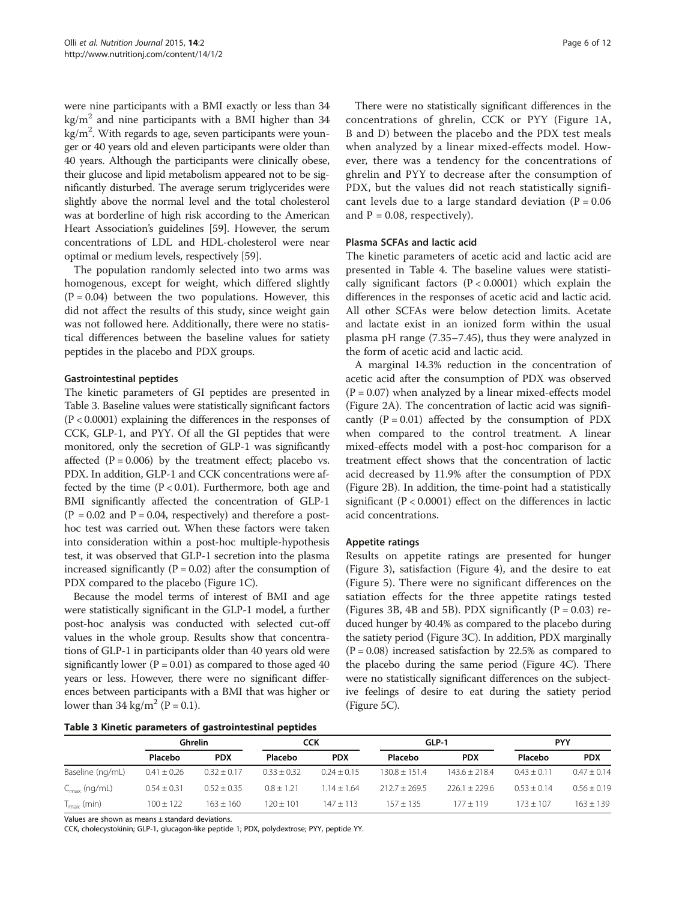were nine participants with a BMI exactly or less than 34 $kg/m^2$ and nine participants with a BMI higher than 34 $kg/m^2$. With regards to age, seven participants were younger or 40 years old and eleven participants were older than 40 years. Although the participants were clinically obese, their glucose and lipid metabolism appeared not to be significantly disturbed. The average serum triglycerides were slightly above the normal level and the total cholesterol was at borderline of high risk according to the American Heart Association's guidelines [59]. However, the serum concentrations of LDL and HDL-cholesterol were near optimal or medium levels, respectively [59].

The population randomly selected into two arms was homogenous, except for weight, which differed slightly ($P = 0.04$) between the two populations. However, this did not affect the results of this study, since weight gain was not followed here. Additionally, there were no statistical differences between the baseline values for satiety peptides in the placebo and PDX groups.

### Gastrointestinal peptides

The kinetic parameters of GI peptides are presented in Table 3. Baseline values were statistically significant factors ($P < 0.0001$) explaining the differences in the responses of CCK, GLP-1, and PYY. Of all the GI peptides that were monitored, only the secretion of GLP-1 was significantly affected ($P = 0.006$) by the treatment effect; placebo vs. PDX. In addition, GLP-1 and CCK concentrations were affected by the time ($P < 0.01$). Furthermore, both age and BMI significantly affected the concentration of GLP-1 ($P = 0.02$ and $P = 0.04$, respectively) and therefore a post-hoc test was carried out. When these factors were taken into consideration within a post-hoc multiple-hypothesis test, it was observed that GLP-1 secretion into the plasma increased significantly ($P = 0.02$) after the consumption of PDX compared to the placebo (Figure 1C).

Because the model terms of interest of BMI and age were statistically significant in the GLP-1 model, a further post-hoc analysis was conducted with selected cut-off values in the whole group. Results show that concentrations of GLP-1 in participants older than 40 years old were significantly lower ($P = 0.01$) as compared to those aged 40 years or less. However, there were no significant differences between participants with a BMI that was higher or lower than 34 $kg/m^2$ ($P = 0.1$).

There were no statistically significant differences in the concentrations of ghrelin, CCK or PYY (Figure 1A, B and D) between the placebo and the PDX test meals when analyzed by a linear mixed-effects model. However, there was a tendency for the concentrations of ghrelin and PYY to decrease after the consumption of PDX, but the values did not reach statistically significant levels due to a large standard deviation ($P = 0.06$ and $P = 0.08$, respectively).

### Plasma SCFAs and lactic acid

The kinetic parameters of acetic acid and lactic acid are presented in Table 4. The baseline values were statistically significant factors ($P < 0.0001$) which explain the differences in the responses of acetic acid and lactic acid. All other SCFAs were below detection limits. Acetate and lactate exist in an ionized form within the usual plasma pH range (7.35–7.45), thus they were analyzed in the form of acetic acid and lactic acid.

A marginal 14.3% reduction in the concentration of acetic acid after the consumption of PDX was observed ($P = 0.07$) when analyzed by a linear mixed-effects model (Figure 2A). The concentration of lactic acid was significantly ($P = 0.01$) affected by the consumption of PDX when compared to the control treatment. A linear mixed-effects model with a post-hoc comparison for a treatment effect shows that the concentration of lactic acid decreased by 11.9% after the consumption of PDX (Figure 2B). In addition, the time-point had a statistically significant ($P < 0.0001$) effect on the differences in lactic acid concentrations.

### Appetite ratings

Results on appetite ratings are presented for hunger (Figure 3), satisfaction (Figure 4), and the desire to eat (Figure 5). There were no significant differences on the satiation effects for the three appetite ratings tested (Figures 3B, 4B and 5B). PDX significantly ($P = 0.03$) reduced hunger by 40.4% as compared to the placebo during the satiety period (Figure 3C). In addition, PDX marginally ($P = 0.08$) increased satisfaction by 22.5% as compared to the placebo during the same period (Figure 4C). There were no statistically significant differences on the subjective feelings of desire to eat during the satiety period (Figure 5C).

**Table 3 Kinetic parameters of gastrointestinal peptides**

| | Ghrelin | | CCK | | GLP-1 | | PYY | |
|---|---|---|---|---|---|---|---|---|
| | Placebo | PDX | Placebo | PDX | Placebo | PDX | Placebo | PDX |
| Baseline (ng/mL) | 0.41 ± 0.26 | 0.32 ± 0.17 | 0.33 ± 0.32 | 0.24 ± 0.15 | 130.8 ± 151.4 | 143.6 ± 218.4 | 0.43 ± 0.11 | 0.47 ± 0.14 |
| $C_{max}$ (ng/mL) | 0.54 ± 0.31 | 0.52 ± 0.35 | 0.8 ± 1.21 | 1.14 ± 1.64 | 212.7 ± 269.5 | 226.1 ± 229.6 | 0.53 ± 0.14 | 0.56 ± 0.19 |
| $T_{max}$ (min) | 100 ± 122 | 163 ± 160 | 120 ± 101 | 147 ± 113 | 157 ± 135 | 177 ± 119 | 173 ± 107 | 163 ± 139 |

Values are shown as means ± standard deviations.
CCK, cholecystokinin; GLP-1, glucagon-like peptide 1; PDX, polydextrose; PYY, peptide YY.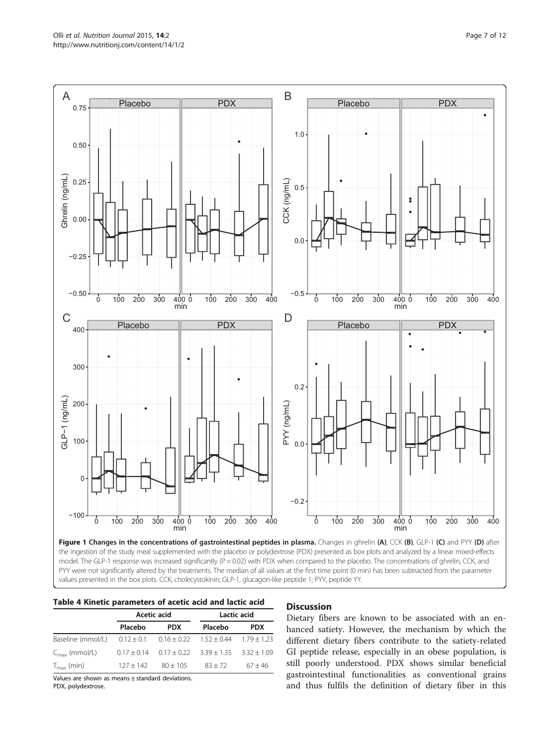**Figure 1 Changes in the concentrations of gastrointestinal peptides in plasma.** Changes in ghrelin **(A)**, CCK **(B)**, GLP-1 **(C)** and PYY **(D)** after the ingestion of the study meal supplemented with the placebo or polydextrose (PDX) presented as box plots and analyzed by a linear mixed-effects model. The GLP-1 response was increased significantly (P = 0.02) with PDX when compared to the placebo. The concentrations of ghrelin, CCK, and PYY were not significantly altered by the treatments. The median of all values at the first time point (0 min) has been subtracted from the parameter values presented in the box plots. CCK, cholecystokinin; GLP-1, glucagon-like peptide 1; PYY, peptide YY.

**Table 4 Kinetic parameters of acetic acid and lactic acid**

| | Acetic acid | | Lactic acid | |
|---|---|---|---|---|
| | Placebo | PDX | Placebo | PDX |
| Baseline (mmol/L) | 0.12 ± 0.1 | 0.16 ± 0.22 | 1.52 ± 0.44 | 1.79 ± 1.23 |
| $C_{max}$ (mmol/L) | 0.17 ± 0.14 | 0.17 ± 0.22 | 3.39 ± 1.35 | 3.32 ± 1.09 |
| $T_{max}$ (min) | 127 ± 142 | 80 ± 105 | 83 ± 72 | 67 ± 46 |

Values are shown as means ± standard deviations.
PDX, polydextrose.

## Discussion

Dietary fibers are known to be associated with an enhanced satiety. However, the mechanism by which the different dietary fibers contribute to the satiety-related GI peptide release, especially in an obese population, is still poorly understood. PDX shows similar beneficial gastrointestinal functionalities as conventional grains and thus fulfils the definition of dietary fiber in this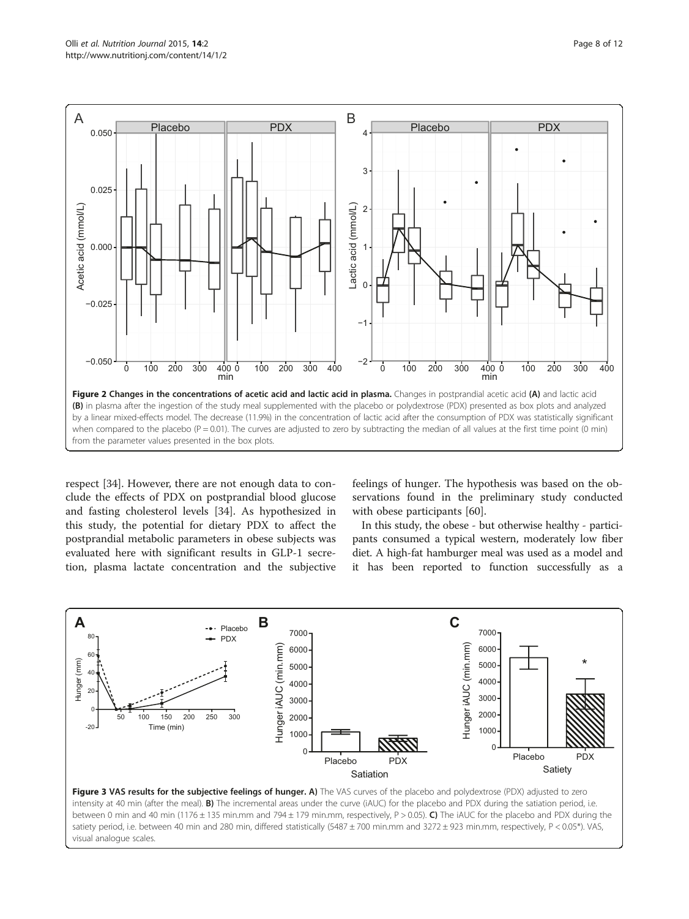**Figure 2 Changes in the concentrations of acetic acid and lactic acid in plasma.** Changes in postprandial acetic acid **(A)** and lactic acid **(B)** in plasma after the ingestion of the study meal supplemented with the placebo or polydextrose (PDX) presented as box plots and analyzed by a linear mixed-effects model. The decrease (11.9%) in the concentration of lactic acid after the consumption of PDX was statistically significant when compared to the placebo (P = 0.01). The curves are adjusted to zero by subtracting the median of all values at the first time point (0 min) from the parameter values presented in the box plots.

respect [34]. However, there are not enough data to conclude the effects of PDX on postprandial blood glucose and fasting cholesterol levels [34]. As hypothesized in this study, the potential for dietary PDX to affect the postprandial metabolic parameters in obese subjects was evaluated here with significant results in GLP-1 secretion, plasma lactate concentration and the subjective feelings of hunger. The hypothesis was based on the observations found in the preliminary study conducted with obese participants [60].

In this study, the obese - but otherwise healthy - participants consumed a typical western, moderately low fiber diet. A high-fat hamburger meal was used as a model and it has been reported to function successfully as a

**Figure 3 VAS results for the subjective feelings of hunger. A)** The VAS curves of the placebo and polydextrose (PDX) adjusted to zero intensity at 40 min (after the meal). **B)** The incremental areas under the curve (iAUC) for the placebo and PDX during the satiation period, i.e. between 0 min and 40 min (1176 ± 135 min.mm and 794 ± 179 min.mm, respectively, P > 0.05). **C)** The iAUC for the placebo and PDX during the satiety period, i.e. between 40 min and 280 min, differed statistically (5487 ± 700 min.mm and 3272 ± 923 min.mm, respectively, P < 0.05*). VAS, visual analogue scales.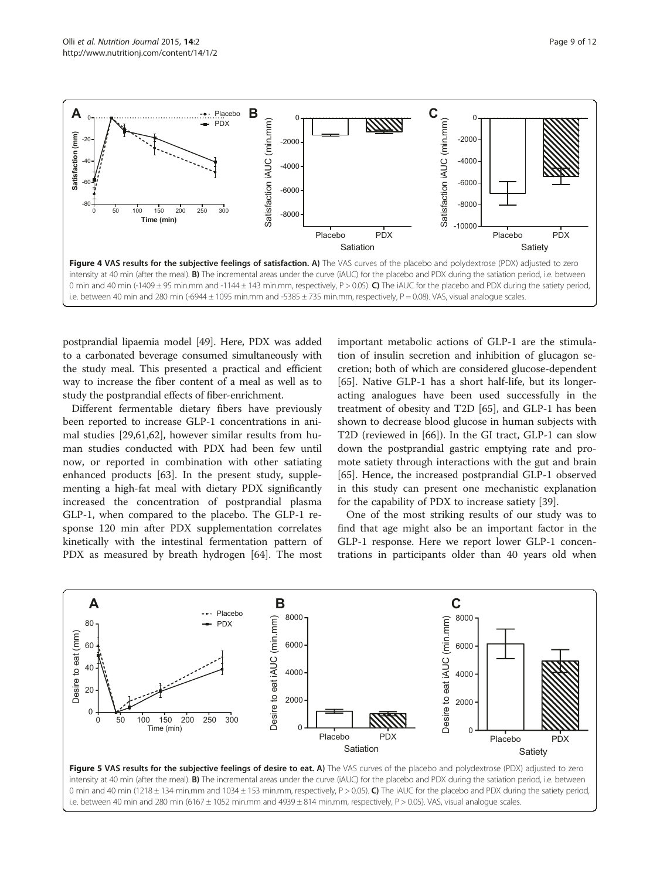**Figure 4 VAS results for the subjective feelings of satisfaction. A)** The VAS curves of the placebo and polydextrose (PDX) adjusted to zero intensity at 40 min (after the meal). **B)** The incremental areas under the curve (iAUC) for the placebo and PDX during the satiation period, i.e. between 0 min and 40 min (-1409 ± 95 min.mm and -1144 ± 143 min.mm, respectively, P > 0.05). **C)** The iAUC for the placebo and PDX during the satiety period, i.e. between 40 min and 280 min (-6944 ± 1095 min.mm and -5385 ± 735 min.mm, respectively, P = 0.08). VAS, visual analogue scales.

postprandial lipaemia model [49]. Here, PDX was added to a carbonated beverage consumed simultaneously with the study meal. This presented a practical and efficient way to increase the fiber content of a meal as well as to study the postprandial effects of fiber-enrichment.

Different fermentable dietary fibers have previously been reported to increase GLP-1 concentrations in animal studies [29,61,62], however similar results from human studies conducted with PDX had been few until now, or reported in combination with other satiating enhanced products [63]. In the present study, supplementing a high-fat meal with dietary PDX significantly increased the concentration of postprandial plasma GLP-1, when compared to the placebo. The GLP-1 response 120 min after PDX supplementation correlates kinetically with the intestinal fermentation pattern of PDX as measured by breath hydrogen [64]. The most important metabolic actions of GLP-1 are the stimulation of insulin secretion and inhibition of glucagon secretion; both of which are considered glucose-dependent [65]. Native GLP-1 has a short half-life, but its longer-acting analogues have been used successfully in the treatment of obesity and T2D [65], and GLP-1 has been shown to decrease blood glucose in human subjects with T2D (reviewed in [66]). In the GI tract, GLP-1 can slow down the postprandial gastric emptying rate and promote satiety through interactions with the gut and brain [65]. Hence, the increased postprandial GLP-1 observed in this study can present one mechanistic explanation for the capability of PDX to increase satiety [39].

One of the most striking results of our study was to find that age might also be an important factor in the GLP-1 response. Here we report lower GLP-1 concentrations in participants older than 40 years old when

**Figure 5 VAS results for the subjective feelings of desire to eat. A)** The VAS curves of the placebo and polydextrose (PDX) adjusted to zero intensity at 40 min (after the meal). **B)** The incremental areas under the curve (iAUC) for the placebo and PDX during the satiation period, i.e. between 0 min and 40 min (1218 ± 134 min.mm and 1034 ± 153 min.mm, respectively, P > 0.05). **C)** The iAUC for the placebo and PDX during the satiety period, i.e. between 40 min and 280 min (6167 ± 1052 min.mm and 4939 ± 814 min.mm, respectively, P > 0.05). VAS, visual analogue scales.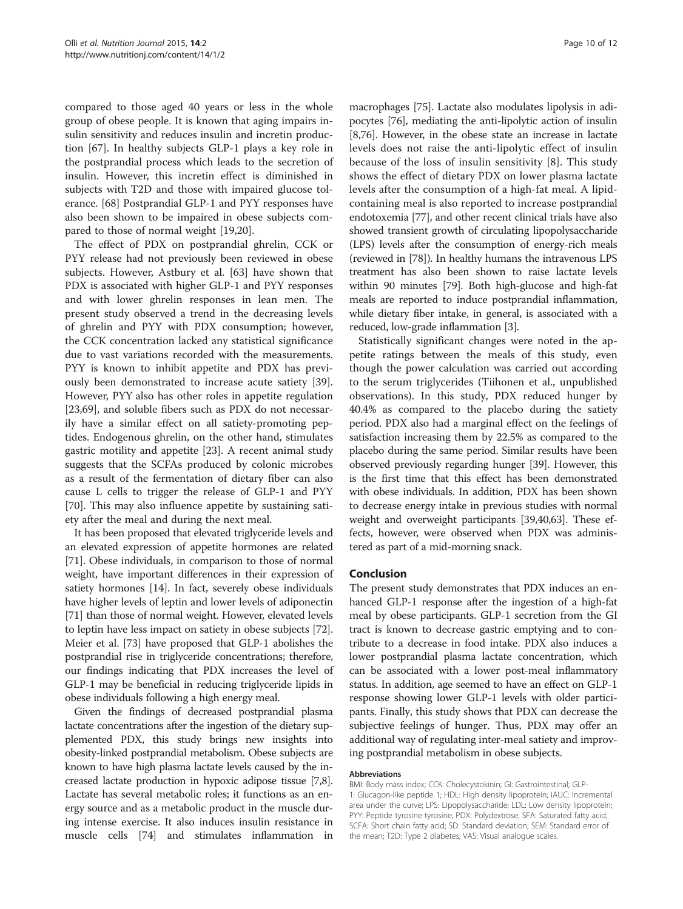compared to those aged 40 years or less in the whole group of obese people. It is known that aging impairs insulin sensitivity and reduces insulin and incretin production [67]. In healthy subjects GLP-1 plays a key role in the postprandial process which leads to the secretion of insulin. However, this incretin effect is diminished in subjects with T2D and those with impaired glucose tolerance. [68] Postprandial GLP-1 and PYY responses have also been shown to be impaired in obese subjects compared to those of normal weight [19,20].

The effect of PDX on postprandial ghrelin, CCK or PYY release had not previously been reviewed in obese subjects. However, Astbury et al. [63] have shown that PDX is associated with higher GLP-1 and PYY responses and with lower ghrelin responses in lean men. The present study observed a trend in the decreasing levels of ghrelin and PYY with PDX consumption; however, the CCK concentration lacked any statistical significance due to vast variations recorded with the measurements. PYY is known to inhibit appetite and PDX has previously been demonstrated to increase acute satiety [39]. However, PYY also has other roles in appetite regulation [23,69], and soluble fibers such as PDX do not necessarily have a similar effect on all satiety-promoting peptides. Endogenous ghrelin, on the other hand, stimulates gastric motility and appetite [23]. A recent animal study suggests that the SCFAs produced by colonic microbes as a result of the fermentation of dietary fiber can also cause L cells to trigger the release of GLP-1 and PYY [70]. This may also influence appetite by sustaining satiety after the meal and during the next meal.

It has been proposed that elevated triglyceride levels and an elevated expression of appetite hormones are related [71]. Obese individuals, in comparison to those of normal weight, have important differences in their expression of satiety hormones [14]. In fact, severely obese individuals have higher levels of leptin and lower levels of adiponectin [71] than those of normal weight. However, elevated levels to leptin have less impact on satiety in obese subjects [72]. Meier et al. [73] have proposed that GLP-1 abolishes the postprandial rise in triglyceride concentrations; therefore, our findings indicating that PDX increases the level of GLP-1 may be beneficial in reducing triglyceride lipids in obese individuals following a high energy meal.

Given the findings of decreased postprandial plasma lactate concentrations after the ingestion of the dietary supplemented PDX, this study brings new insights into obesity-linked postprandial metabolism. Obese subjects are known to have high plasma lactate levels caused by the increased lactate production in hypoxic adipose tissue [7,8]. Lactate has several metabolic roles; it functions as an energy source and as a metabolic product in the muscle during intense exercise. It also induces insulin resistance in muscle cells [74] and stimulates inflammation in macrophages [75]. Lactate also modulates lipolysis in adipocytes [76], mediating the anti-lipolytic action of insulin [8,76]. However, in the obese state an increase in lactate levels does not raise the anti-lipolytic effect of insulin because of the loss of insulin sensitivity [8]. This study shows the effect of dietary PDX on lower plasma lactate levels after the consumption of a high-fat meal. A lipid-containing meal is also reported to increase postprandial endotoxemia [77], and other recent clinical trials have also showed transient growth of circulating lipopolysaccharide (LPS) levels after the consumption of energy-rich meals (reviewed in [78]). In healthy humans the intravenous LPS treatment has also been shown to raise lactate levels within 90 minutes [79]. Both high-glucose and high-fat meals are reported to induce postprandial inflammation, while dietary fiber intake, in general, is associated with a reduced, low-grade inflammation [3].

Statistically significant changes were noted in the appetite ratings between the meals of this study, even though the power calculation was carried out according to the serum triglycerides (Tiihonen et al., unpublished observations). In this study, PDX reduced hunger by 40.4% as compared to the placebo during the satiety period. PDX also had a marginal effect on the feelings of satisfaction increasing them by 22.5% as compared to the placebo during the same period. Similar results have been observed previously regarding hunger [39]. However, this is the first time that this effect has been demonstrated with obese individuals. In addition, PDX has been shown to decrease energy intake in previous studies with normal weight and overweight participants [39,40,63]. These effects, however, were observed when PDX was administered as part of a mid-morning snack.

## Conclusion

The present study demonstrates that PDX induces an enhanced GLP-1 response after the ingestion of a high-fat meal by obese participants. GLP-1 secretion from the GI tract is known to decrease gastric emptying and to contribute to a decrease in food intake. PDX also induces a lower postprandial plasma lactate concentration, which can be associated with a lower post-meal inflammatory status. In addition, age seemed to have an effect on GLP-1 response showing lower GLP-1 levels with older participants. Finally, this study shows that PDX can decrease the subjective feelings of hunger. Thus, PDX may offer an additional way of regulating inter-meal satiety and improving postprandial metabolism in obese subjects.

#### Abbreviations

BMI: Body mass index; CCK: Cholecystokinin; GI: Gastrointestinal; GLP-1: Glucagon-like peptide 1; HDL: High density lipoprotein; iAUC: Incremental area under the curve; LPS: Lipopolysaccharide; LDL: Low density lipoprotein; PYY: Peptide tyrosine tyrosine; PDX: Polydextrose; SFA: Saturated fatty acid; SCFA: Short chain fatty acid; SD: Standard deviation; SEM: Standard error of the mean; T2D: Type 2 diabetes; VAS: Visual analogue scales.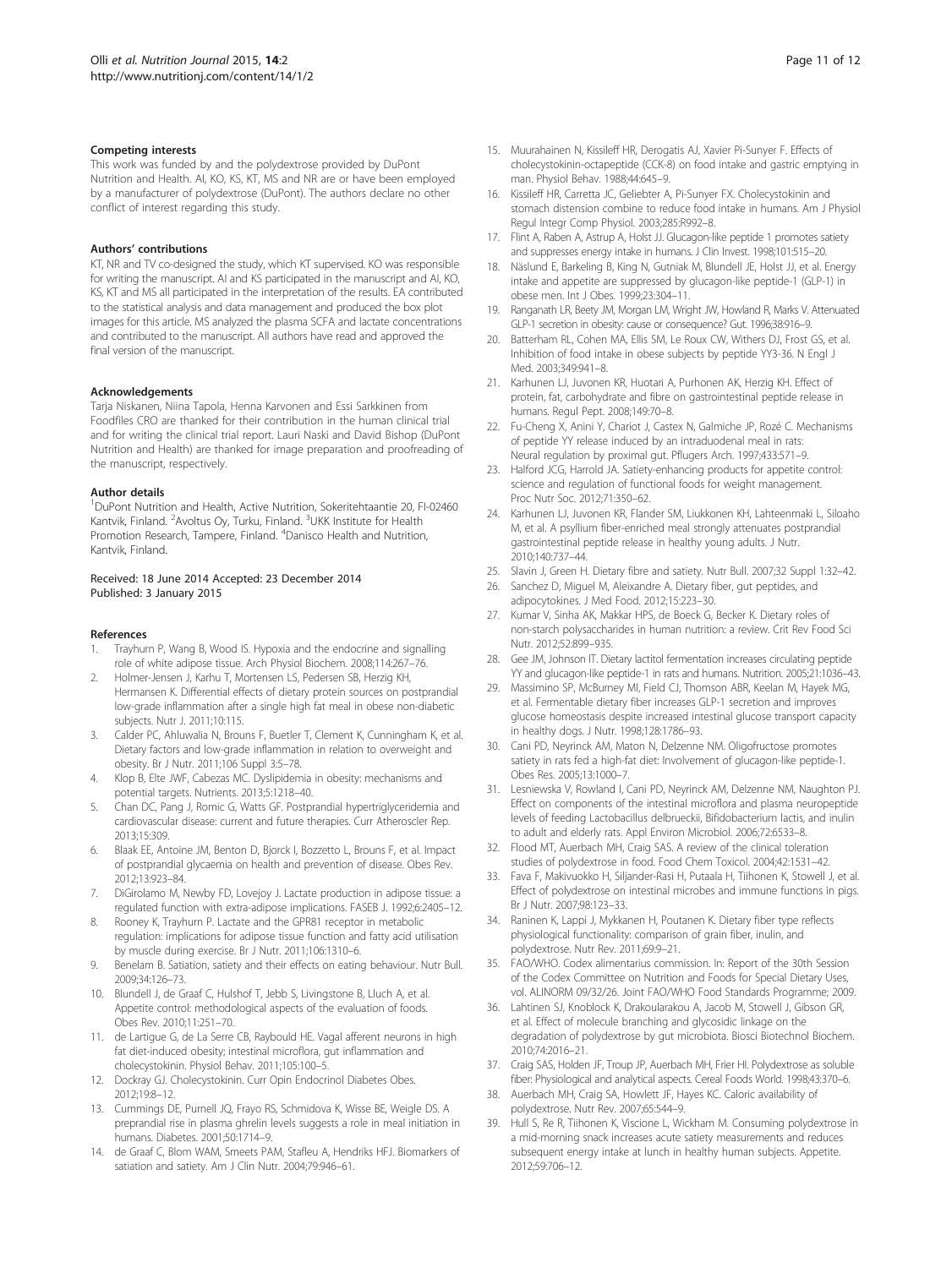### Competing interests

This work was funded by and the polydextrose provided by DuPont Nutrition and Health. AI, KO, KS, KT, MS and NR are or have been employed by a manufacturer of polydextrose (DuPont). The authors declare no other conflict of interest regarding this study.

### Authors' contributions

KT, NR and TV co-designed the study, which KT supervised. KO was responsible for writing the manuscript. AI and KS participated in the manuscript and AI, KO, KS, KT and MS all participated in the interpretation of the results. EA contributed to the statistical analysis and data management and produced the box plot images for this article. MS analyzed the plasma SCFA and lactate concentrations and contributed to the manuscript. All authors have read and approved the final version of the manuscript.

### Acknowledgements

Tarja Niskanen, Niina Tapola, Henna Karvonen and Essi Sarkkinen from Foodfiles CRO are thanked for their contribution in the human clinical trial and for writing the clinical trial report. Lauri Naski and David Bishop (DuPont Nutrition and Health) are thanked for image preparation and proofreading of the manuscript, respectively.

### Author details

[1]DuPont Nutrition and Health, Active Nutrition, Sokeritehtaantie 20, FI-02460 Kantvik, Finland. [2]Avoltus Oy, Turku, Finland. [3]UKK Institute for Health Promotion Research, Tampere, Finland. [4]Danisco Health and Nutrition, Kantvik, Finland.

Received: 18 June 2014 Accepted: 23 December 2014
Published: 3 January 2015

### References

1. Trayhurn P, Wang B, Wood IS. Hypoxia and the endocrine and signalling role of white adipose tissue. Arch Physiol Biochem. 2008;114:267–76.
2. Holmer-Jensen J, Karhu T, Mortensen LS, Pedersen SB, Herzig KH, Hermansen K. Differential effects of dietary protein sources on postprandial low-grade inflammation after a single high fat meal in obese non-diabetic subjects. Nutr J. 2011;10:115.
3. Calder PC, Ahluwalia N, Brouns F, Buetler T, Clement K, Cunningham K, et al. Dietary factors and low-grade inflammation in relation to overweight and obesity. Br J Nutr. 2011;106 Suppl 3:5–78.
4. Klop B, Elte JWF, Cabezas MC. Dyslipidemia in obesity: mechanisms and potential targets. Nutrients. 2013;5:1218–40.
5. Chan DC, Pang J, Romic G, Watts GF. Postprandial hypertriglyceridemia and cardiovascular disease: current and future therapies. Curr Atheroscler Rep. 2013;15:309.
6. Blaak EE, Antoine JM, Benton D, Bjorck I, Bozzetto L, Brouns F, et al. Impact of postprandial glycaemia on health and prevention of disease. Obes Rev. 2012;13:923–84.
7. DiGirolamo M, Newby FD, Lovejoy J. Lactate production in adipose tissue: a regulated function with extra-adipose implications. FASEB J. 1992;6:2405–12.
8. Rooney K, Trayhurn P. Lactate and the GPR81 receptor in metabolic regulation: implications for adipose tissue function and fatty acid utilisation by muscle during exercise. Br J Nutr. 2011;106:1310–6.
9. Benelam B. Satiation, satiety and their effects on eating behaviour. Nutr Bull. 2009;34:126–73.
10. Blundell J, de Graaf C, Hulshof T, Jebb S, Livingstone B, Lluch A, et al. Appetite control: methodological aspects of the evaluation of foods. Obes Rev. 2010;11:251–70.
11. de Lartigue G, de La Serre CB, Raybould HE. Vagal afferent neurons in high fat diet-induced obesity; intestinal microflora, gut inflammation and cholecystokinin. Physiol Behav. 2011;105:100–5.
12. Dockray GJ. Cholecystokinin. Curr Opin Endocrinol Diabetes Obes. 2012;19:8–12.
13. Cummings DE, Purnell JQ, Frayo RS, Schmidova K, Wisse BE, Weigle DS. A preprandial rise in plasma ghrelin levels suggests a role in meal initiation in humans. Diabetes. 2001;50:1714–9.
14. de Graaf C, Blom WAM, Smeets PAM, Stafleu A, Hendriks HFJ. Biomarkers of satiation and satiety. Am J Clin Nutr. 2004;79:946–61.
15. Muurahainen N, Kissileff HR, Derogatis AJ, Xavier Pi-Sunyer F. Effects of cholecystokinin-octapeptide (CCK-8) on food intake and gastric emptying in man. Physiol Behav. 1988;44:645–9.
16. Kissileff HR, Carretta JC, Geliebter A, Pi-Sunyer FX. Cholecystokinin and stomach distension combine to reduce food intake in humans. Am J Physiol Regul Integr Comp Physiol. 2003;285:R992–8.
17. Flint A, Raben A, Astrup A, Holst JJ. Glucagon-like peptide 1 promotes satiety and suppresses energy intake in humans. J Clin Invest. 1998;101:515–20.
18. Näslund E, Barkeling B, King N, Gutniak M, Blundell JE, Holst JJ, et al. Energy intake and appetite are suppressed by glucagon-like peptide-1 (GLP-1) in obese men. Int J Obes. 1999;23:304–11.
19. Ranganath LR, Beety JM, Morgan LM, Wright JW, Howland R, Marks V. Attenuated GLP-1 secretion in obesity: cause or consequence? Gut. 1996;38:916–9.
20. Batterham RL, Cohen MA, Ellis SM, Le Roux CW, Withers DJ, Frost GS, et al. Inhibition of food intake in obese subjects by peptide YY3-36. N Engl J Med. 2003;349:941–8.
21. Karhunen LJ, Juvonen KR, Huotari A, Purhonen AK, Herzig KH. Effect of protein, fat, carbohydrate and fibre on gastrointestinal peptide release in humans. Regul Pept. 2008;149:70–8.
22. Fu-Cheng X, Anini Y, Chariot J, Castex N, Galmiche JP, Rozé C. Mechanisms of peptide YY release induced by an intraduodenal meal in rats: Neural regulation by proximal gut. Pflugers Arch. 1997;433:571–9.
23. Halford JCG, Harrold JA. Satiety-enhancing products for appetite control: science and regulation of functional foods for weight management. Proc Nutr Soc. 2012;71:350–62.
24. Karhunen LJ, Juvonen KR, Flander SM, Liukkonen KH, Lahteenmaki L, Siloaho M, et al. A psyllium fiber-enriched meal strongly attenuates postprandial gastrointestinal peptide release in healthy young adults. J Nutr. 2010;140:737–44.
25. Slavin J, Green H. Dietary fibre and satiety. Nutr Bull. 2007;32 Suppl 1:32–42.
26. Sanchez D, Miguel M, Aleixandre A. Dietary fiber, gut peptides, and adipocytokines. J Med Food. 2012;15:223–30.
27. Kumar V, Sinha AK, Makkar HPS, de Boeck G, Becker K. Dietary roles of non-starch polysaccharides in human nutrition: a review. Crit Rev Food Sci Nutr. 2012;52:899–935.
28. Gee JM, Johnson IT. Dietary lactitol fermentation increases circulating peptide YY and glucagon-like peptide-1 in rats and humans. Nutrition. 2005;21:1036–43.
29. Massimino SP, McBurney MI, Field CJ, Thomson ABR, Keelan M, Hayek MG, et al. Fermentable dietary fiber increases GLP-1 secretion and improves glucose homeostasis despite increased intestinal glucose transport capacity in healthy dogs. J Nutr. 1998;128:1786–93.
30. Cani PD, Neyrinck AM, Maton N, Delzenne NM. Oligofructose promotes satiety in rats fed a high-fat diet: Involvement of glucagon-like peptide-1. Obes Res. 2005;13:1000–7.
31. Lesniewska V, Rowland I, Cani PD, Neyrinck AM, Delzenne NM, Naughton PJ. Effect on components of the intestinal microflora and plasma neuropeptide levels of feeding Lactobacillus delbrueckii, Bifidobacterium lactis, and inulin to adult and elderly rats. Appl Environ Microbiol. 2006;72:6533–8.
32. Flood MT, Auerbach MH, Craig SAS. A review of the clinical toleration studies of polydextrose in food. Food Chem Toxicol. 2004;42:1531–42.
33. Fava F, Makivuokko H, Siljander-Rasi H, Putaala H, Tiihonen K, Stowell J, et al. Effect of polydextrose on intestinal microbes and immune functions in pigs. Br J Nutr. 2007;98:123–33.
34. Raninen K, Lappi J, Mykkanen H, Poutanen K. Dietary fiber type reflects physiological functionality: comparison of grain fiber, inulin, and polydextrose. Nutr Rev. 2011;69:9–21.
35. FAO/WHO. Codex alimentarius commission. In: Report of the 30th Session of the Codex Committee on Nutrition and Foods for Special Dietary Uses, vol. ALINORM 09/32/26. Joint FAO/WHO Food Standards Programme; 2009.
36. Lahtinen SJ, Knoblock K, Drakoularakou A, Jacob M, Stowell J, Gibson GR, et al. Effect of molecule branching and glycosidic linkage on the degradation of polydextrose by gut microbiota. Biosci Biotechnol Biochem. 2010;74:2016–21.
37. Craig SAS, Holden JF, Troup JP, Auerbach MH, Frier HI. Polydextrose as soluble fiber: Physiological and analytical aspects. Cereal Foods World. 1998;43:370–6.
38. Auerbach MH, Craig SA, Howlett JF, Hayes KC. Caloric availability of polydextrose. Nutr Rev. 2007;65:544–9.
39. Hull S, Re R, Tiihonen K, Viscione L, Wickham M. Consuming polydextrose in a mid-morning snack increases acute satiety measurements and reduces subsequent energy intake at lunch in healthy human subjects. Appetite. 2012;59:706–12.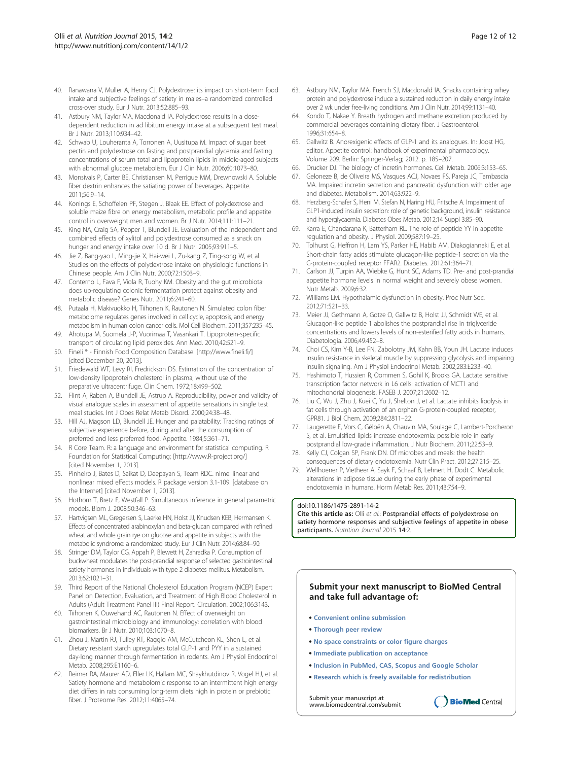40. Ranawana V, Muller A, Henry CJ. Polydextrose: its impact on short-term food intake and subjective feelings of satiety in males–a randomized controlled cross-over study. Eur J Nutr. 2013;52:885–93.
41. Astbury NM, Taylor MA, Macdonald IA. Polydextrose results in a dose-dependent reduction in ad libitum energy intake at a subsequent test meal. Br J Nutr. 2013;110:934–42.
42. Schwab U, Louheranta A, Torronen A, Uusitupa M. Impact of sugar beet pectin and polydextrose on fasting and postprandial glycemia and fasting concentrations of serum total and lipoprotein lipids in middle-aged subjects with abnormal glucose metabolism. Eur J Clin Nutr. 2006;60:1073–80.
43. Monsivais P, Carter BE, Christiansen M, Perrigue MM, Drewnowski A. Soluble fiber dextrin enhances the satiating power of beverages. Appetite. 2011;56:9–14.
44. Konings E, Schoffelen PF, Stegen J, Blaak EE. Effect of polydextrose and soluble maize fibre on energy metabolism, metabolic profile and appetite control in overweight men and women. Br J Nutr. 2014;111:111–21.
45. King NA, Craig SA, Pepper T, Blundell JE. Evaluation of the independent and combined effects of xylitol and polydextrose consumed as a snack on hunger and energy intake over 10 d. Br J Nutr. 2005;93:911–5.
46. Jie Z, Bang-yao L, Ming-jie X, Hai-wei L, Zu-kang Z, Ting-song W, et al. Studies on the effects of polydextrose intake on physiologic functions in Chinese people. Am J Clin Nutr. 2000;72:1503–9.
47. Conterno L, Fava F, Viola R, Tuohy KM. Obesity and the gut microbiota: does up-regulating colonic fermentation protect against obesity and metabolic disease? Genes Nutr. 2011;6:241–60.
48. Putaala H, Makivuokko H, Tiihonen K, Rautonen N. Simulated colon fiber metabolome regulates genes involved in cell cycle, apoptosis, and energy metabolism in human colon cancer cells. Mol Cell Biochem. 2011;357:235–45.
49. Ahotupa M, Suomela J-P, Vuorimaa T, Vasankari T. Lipoprotein-specific transport of circulating lipid peroxides. Ann Med. 2010;42:521–9.
50. Fineli ® - Finnish Food Composition Database. [http://www.fineli.fi/] [cited December 20, 2013].
51. Friedewald WT, Levy RI, Fredrickson DS. Estimation of the concentration of low-density lipoprotein cholesterol in plasma, without use of the preparative ultracentrifuge. Clin Chem. 1972;18:499–502.
52. Flint A, Raben A, Blundell JE, Astrup A. Reproducibility, power and validity of visual analogue scales in assessment of appetite sensations in single test meal studies. Int J Obes Relat Metab Disord. 2000;24:38–48.
53. Hill AJ, Magson LD, Blundell JE. Hunger and palatability: Tracking ratings of subjective experience before, during and after the consumption of preferred and less preferred food. Appetite. 1984;5:361–71.
54. R Core Team. R: a language and environment for statistical computing. R Foundation for Statistical Computing; [http://www.R-project.org/] [cited November 1, 2013].
55. Pinheiro J, Bates D, Saikat D, Deepayan S, Team RDC. nlme: linear and nonlinear mixed effects models. R package version 3.1-109. [database on the Internet] [cited November 1, 2013].
56. Hothorn T, Bretz F, Westfall P. Simultaneous inference in general parametric models. Biom J. 2008;50:346–63.
57. Hartvigsen ML, Gregersen S, Laerke HN, Holst JJ, Knudsen KEB, Hermansen K. Effects of concentrated arabinoxylan and beta-glucan compared with refined wheat and whole grain rye on glucose and appetite in subjects with the metabolic syndrome: a randomized study. Eur J Clin Nutr. 2014;68:84–90.
58. Stringer DM, Taylor CG, Appah P, Blewett H, Zahradka P. Consumption of buckwheat modulates the post-prandial response of selected gastrointestinal satiety hormones in individuals with type 2 diabetes mellitus. Metabolism. 2013;62:1021–31.
59. Third Report of the National Cholesterol Education Program (NCEP) Expert Panel on Detection, Evaluation, and Treatment of High Blood Cholesterol in Adults (Adult Treatment Panel III) Final Report. Circulation. 2002;106:3143.
60. Tiihonen K, Ouwehand AC, Rautonen N. Effect of overweight on gastrointestinal microbiology and immunology: correlation with blood biomarkers. Br J Nutr. 2010;103:1070–8.
61. Zhou J, Martin RJ, Tulley RT, Raggio AM, McCutcheon KL, Shen L, et al. Dietary resistant starch upregulates total GLP-1 and PYY in a sustained day-long manner through fermentation in rodents. Am J Physiol Endocrinol Metab. 2008;295:E1160–6.
62. Reimer RA, Maurer AD, Eller LK, Hallam MC, Shaykhutdinov R, Vogel HJ, et al. Satiety hormone and metabolomic response to an intermittent high energy diet differs in rats consuming long-term diets high in protein or prebiotic fiber. J Proteome Res. 2012;11:4065–74.
63. Astbury NM, Taylor MA, French SJ, Macdonald IA. Snacks containing whey protein and polydextrose induce a sustained reduction in daily energy intake over 2 wk under free-living conditions. Am J Clin Nutr. 2014;99:1131–40.
64. Kondo T, Nakae Y. Breath hydrogen and methane excretion produced by commercial beverages containing dietary fiber. J Gastroenterol. 1996;31:654–8.
65. Gallwitz B. Anorexigenic effects of GLP-1 and its analogues. In: Joost HG, editor. Appetite control: handbook of experimental pharmacology. Volume 209. Berlin: Springer-Verlag; 2012. p. 185–207.
66. Drucker DJ. The biology of incretin hormones. Cell Metab. 2006;3:153–65.
67. Geloneze B, de Oliveira MS, Vasques ACJ, Novaes FS, Pareja JC, Tambascia MA. Impaired incretin secretion and pancreatic dysfunction with older age and diabetes. Metabolism. 2014;63:922–9.
68. Herzberg-Schafer S, Heni M, Stefan N, Haring HU, Fritsche A. Impairment of GLP1-induced insulin secretion: role of genetic background, insulin resistance and hyperglycaemia. Diabetes Obes Metab. 2012;14 Suppl 3:85–90.
69. Karra E, Chandarana K, Batterham RL. The role of peptide YY in appetite regulation and obesity. J Physiol. 2009;587:19–25.
70. Tolhurst G, Heffron H, Lam YS, Parker HE, Habib AM, Diakogiannaki E, et al. Short-chain fatty acids stimulate glucagon-like peptide-1 secretion via the G-protein-coupled receptor FFAR2. Diabetes. 2012;61:364–71.
71. Carlson JJ, Turpin AA, Wiebke G, Hunt SC, Adams TD. Pre- and post-prandial appetite hormone levels in normal weight and severely obese women. Nutr Metab. 2009;6:32.
72. Williams LM. Hypothalamic dysfunction in obesity. Proc Nutr Soc. 2012;71:521–33.
73. Meier JJ, Gethmann A, Gotze O, Gallwitz B, Holst JJ, Schmidt WE, et al. Glucagon-like peptide 1 abolishes the postprandial rise in triglyceride concentrations and lowers levels of non-esterified fatty acids in humans. Diabetologia. 2006;49:452–8.
74. Choi CS, Kim Y-B, Lee FN, Zabolotny JM, Kahn BB, Youn JH. Lactate induces insulin resistance in skeletal muscle by suppressing glycolysis and impairing insulin signaling. Am J Physiol Endocrinol Metab. 2002;283:E233–40.
75. Hashimoto T, Hussien R, Oommen S, Gohil K, Brooks GA. Lactate sensitive transcription factor network in L6 cells: activation of MCT1 and mitochondrial biogenesis. FASEB J. 2007;21:2602–12.
76. Liu C, Wu J, Zhu J, Kuei C, Yu J, Shelton J, et al. Lactate inhibits lipolysis in fat cells through activation of an orphan G-protein-coupled receptor, GPR81. J Biol Chem. 2009;284:2811–22.
77. Laugerette F, Vors C, Géloën A, Chauvin MA, Soulage C, Lambert-Porcheron S, et al. Emulsified lipids increase endotoxemia: possible role in early postprandial low-grade inflammation. J Nutr Biochem. 2011;22:53–9.
78. Kelly CJ, Colgan SP, Frank DN. Of microbes and meals: the health consequences of dietary endotoxemia. Nutr Clin Pract. 2012;27:215–25.
79. Wellhoener P, Vietheer A, Sayk F, Schaaf B, Lehnert H, Dodt C. Metabolic alterations in adipose tissue during the early phase of experimental endotoxemia in humans. Horm Metab Res. 2011;43:754–9.

doi:10.1186/1475-2891-14-2
**Cite this article as:** Olli *et al.*: Postprandial effects of polydextrose on satiety hormone responses and subjective feelings of appetite in obese participants. *Nutrition Journal* 2015 **14**:2.

**Submit your next manuscript to BioMed Central and take full advantage of:**

- **Convenient online submission**
- **Thorough peer review**
- **No space constraints or color figure charges**
- **Immediate publication on acceptance**
- **Inclusion in PubMed, CAS, Scopus and Google Scholar**
- **Research which is freely available for redistribution**

Submit your manuscript at
www.biomedcentral.com/submit

BioMed Central